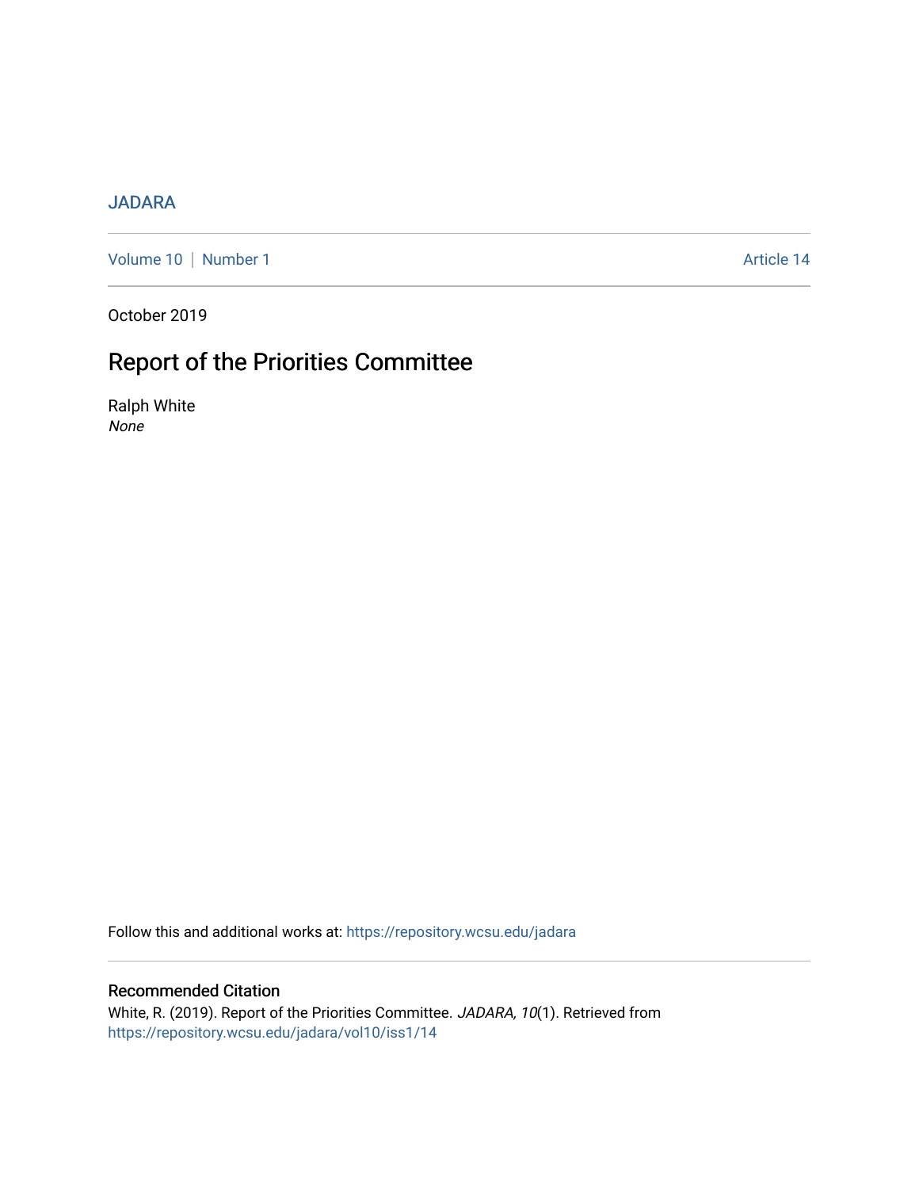JADARA

Volume 10 | Number 1 Article 14

October 2019

# Report of the Priorities Committee

Ralph White
*None*

Follow this and additional works at: https://repository.wcsu.edu/jadara

## Recommended Citation

White, R. (2019). Report of the Priorities Committee. *JADARA, 10*(1). Retrieved from https://repository.wcsu.edu/jadara/vol10/iss1/14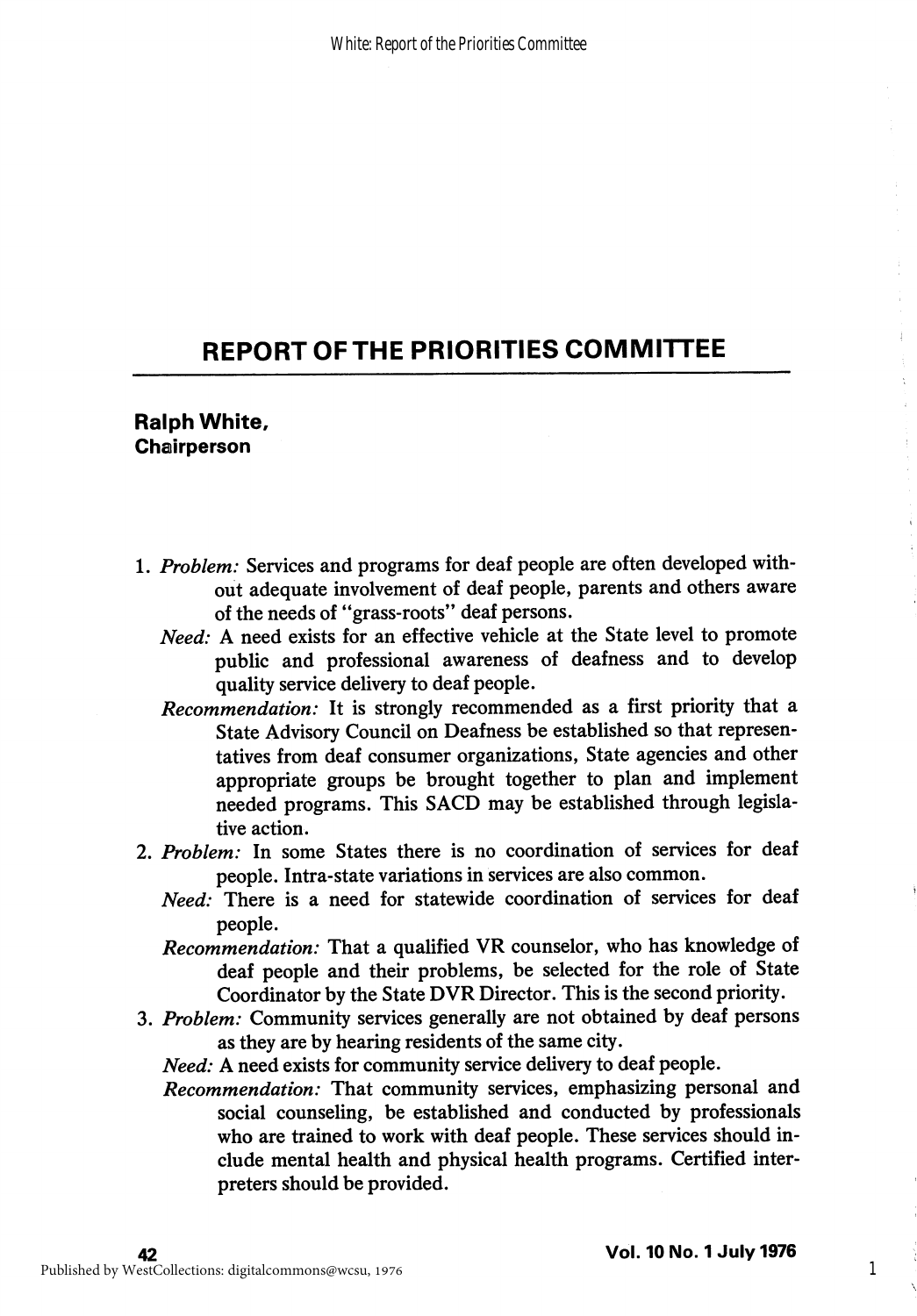# REPORT OF THE PRIORITIES COMMITTEE

**Ralph White,**
**Chairperson**

1. *Problem:* Services and programs for deaf people are often developed without adequate involvement of deaf people, parents and others aware of the needs of "grass-roots" deaf persons.

   *Need:* A need exists for an effective vehicle at the State level to promote public and professional awareness of deafness and to develop quality service delivery to deaf people.

   *Recommendation:* It is strongly recommended as a first priority that a State Advisory Council on Deafness be established so that representatives from deaf consumer organizations, State agencies and other appropriate groups be brought together to plan and implement needed programs. This SACD may be established through legislative action.

2. *Problem:* In some States there is no coordination of services for deaf people. Intra-state variations in services are also common.

   *Need:* There is a need for statewide coordination of services for deaf people.

   *Recommendation:* That a qualified VR counselor, who has knowledge of deaf people and their problems, be selected for the role of State Coordinator by the State DVR Director. This is the second priority.

3. *Problem:* Community services generally are not obtained by deaf persons as they are by hearing residents of the same city.

   *Need:* A need exists for community service delivery to deaf people.

   *Recommendation:* That community services, emphasizing personal and social counseling, be established and conducted by professionals who are trained to work with deaf people. These services should include mental health and physical health programs. Certified interpreters should be provided.